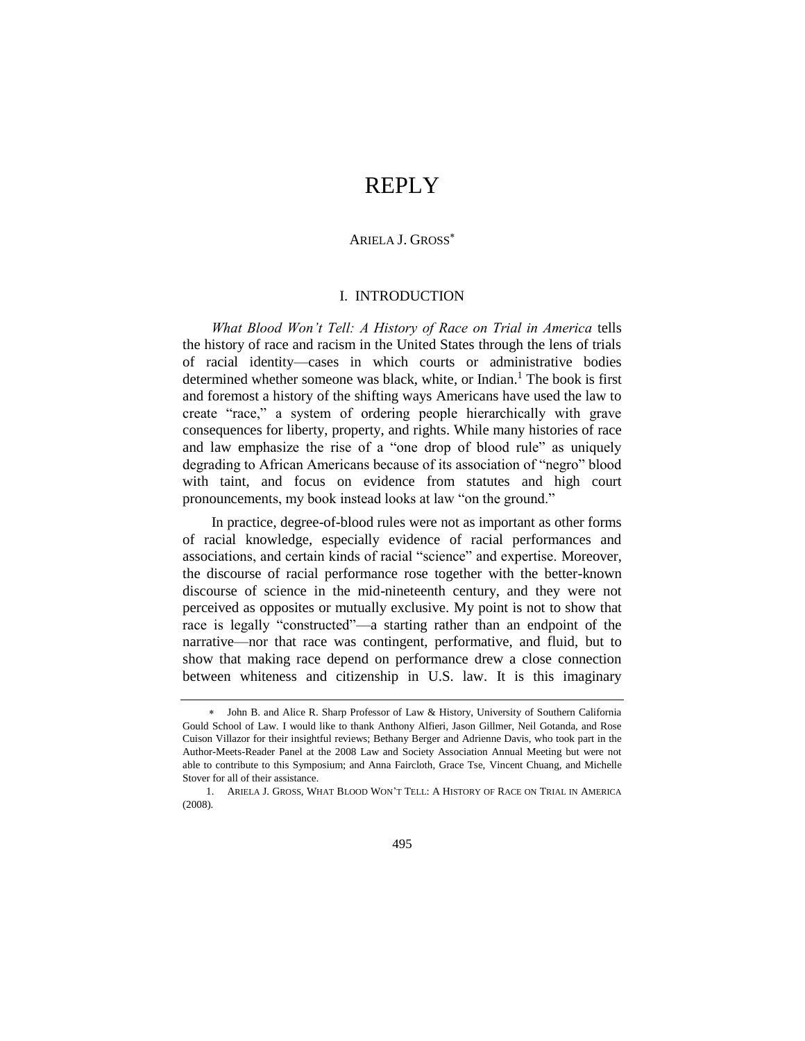# REPLY

ARIELA J. GROSS*

## I. INTRODUCTION

*What Blood Won't Tell: A History of Race on Trial in America* tells the history of race and racism in the United States through the lens of trials of racial identity—cases in which courts or administrative bodies determined whether someone was black, white, or Indian.[1] The book is first and foremost a history of the shifting ways Americans have used the law to create "race," a system of ordering people hierarchically with grave consequences for liberty, property, and rights. While many histories of race and law emphasize the rise of a "one drop of blood rule" as uniquely degrading to African Americans because of its association of "negro" blood with taint, and focus on evidence from statutes and high court pronouncements, my book instead looks at law "on the ground."

In practice, degree-of-blood rules were not as important as other forms of racial knowledge, especially evidence of racial performances and associations, and certain kinds of racial "science" and expertise. Moreover, the discourse of racial performance rose together with the better-known discourse of science in the mid-nineteenth century, and they were not perceived as opposites or mutually exclusive. My point is not to show that race is legally "constructed"—a starting rather than an endpoint of the narrative—nor that race was contingent, performative, and fluid, but to show that making race depend on performance drew a close connection between whiteness and citizenship in U.S. law. It is this imaginary

---

* John B. and Alice R. Sharp Professor of Law & History, University of Southern California Gould School of Law. I would like to thank Anthony Alfieri, Jason Gillmer, Neil Gotanda, and Rose Cuison Villazor for their insightful reviews; Bethany Berger and Adrienne Davis, who took part in the Author-Meets-Reader Panel at the 2008 Law and Society Association Annual Meeting but were not able to contribute to this Symposium; and Anna Faircloth, Grace Tse, Vincent Chuang, and Michelle Stover for all of their assistance.

1. ARIELA J. GROSS, WHAT BLOOD WON'T TELL: A HISTORY OF RACE ON TRIAL IN AMERICA (2008).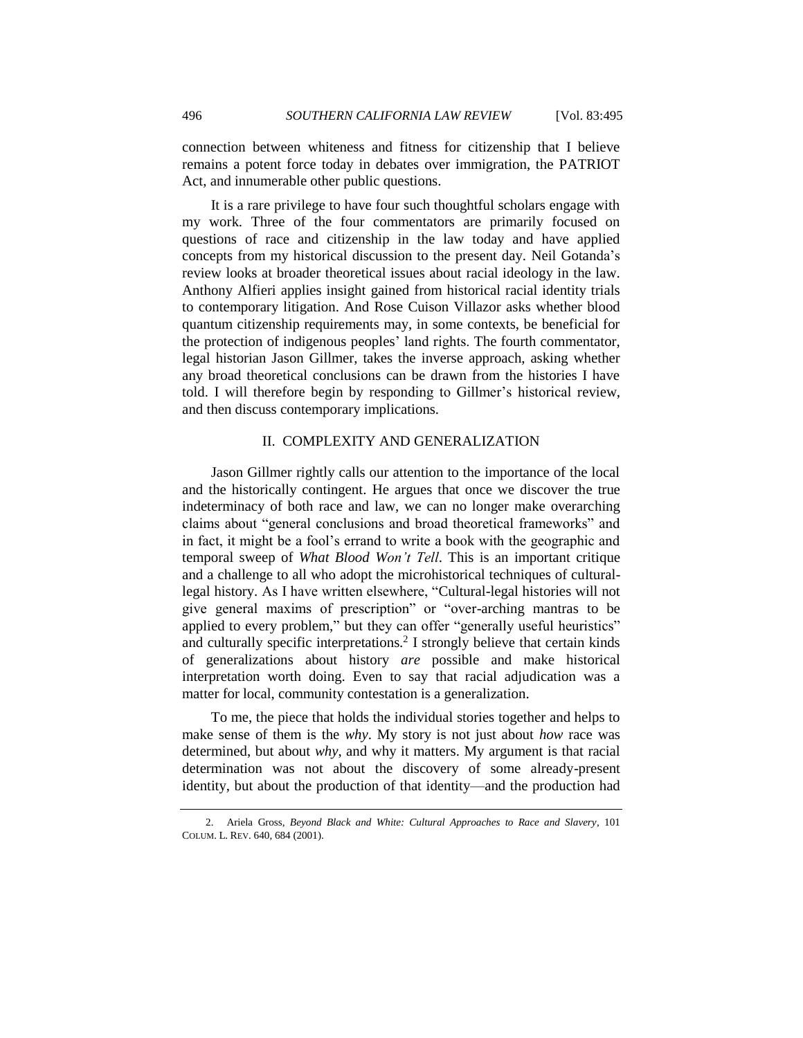connection between whiteness and fitness for citizenship that I believe remains a potent force today in debates over immigration, the PATRIOT Act, and innumerable other public questions.

It is a rare privilege to have four such thoughtful scholars engage with my work. Three of the four commentators are primarily focused on questions of race and citizenship in the law today and have applied concepts from my historical discussion to the present day. Neil Gotanda's review looks at broader theoretical issues about racial ideology in the law. Anthony Alfieri applies insight gained from historical racial identity trials to contemporary litigation. And Rose Cuison Villazor asks whether blood quantum citizenship requirements may, in some contexts, be beneficial for the protection of indigenous peoples' land rights. The fourth commentator, legal historian Jason Gillmer, takes the inverse approach, asking whether any broad theoretical conclusions can be drawn from the histories I have told. I will therefore begin by responding to Gillmer's historical review, and then discuss contemporary implications.

## II. COMPLEXITY AND GENERALIZATION

Jason Gillmer rightly calls our attention to the importance of the local and the historically contingent. He argues that once we discover the true indeterminacy of both race and law, we can no longer make overarching claims about "general conclusions and broad theoretical frameworks" and in fact, it might be a fool's errand to write a book with the geographic and temporal sweep of *What Blood Won't Tell*. This is an important critique and a challenge to all who adopt the microhistorical techniques of cultural-legal history. As I have written elsewhere, "Cultural-legal histories will not give general maxims of prescription" or "over-arching mantras to be applied to every problem," but they can offer "generally useful heuristics" and culturally specific interpretations.[2] I strongly believe that certain kinds of generalizations about history *are* possible and make historical interpretation worth doing. Even to say that racial adjudication was a matter for local, community contestation is a generalization.

To me, the piece that holds the individual stories together and helps to make sense of them is the *why*. My story is not just about *how* race was determined, but about *why*, and why it matters. My argument is that racial determination was not about the discovery of some already-present identity, but about the production of that identity—and the production had

---

2. Ariela Gross, *Beyond Black and White: Cultural Approaches to Race and Slavery*, 101 COLUM. L. REV. 640, 684 (2001).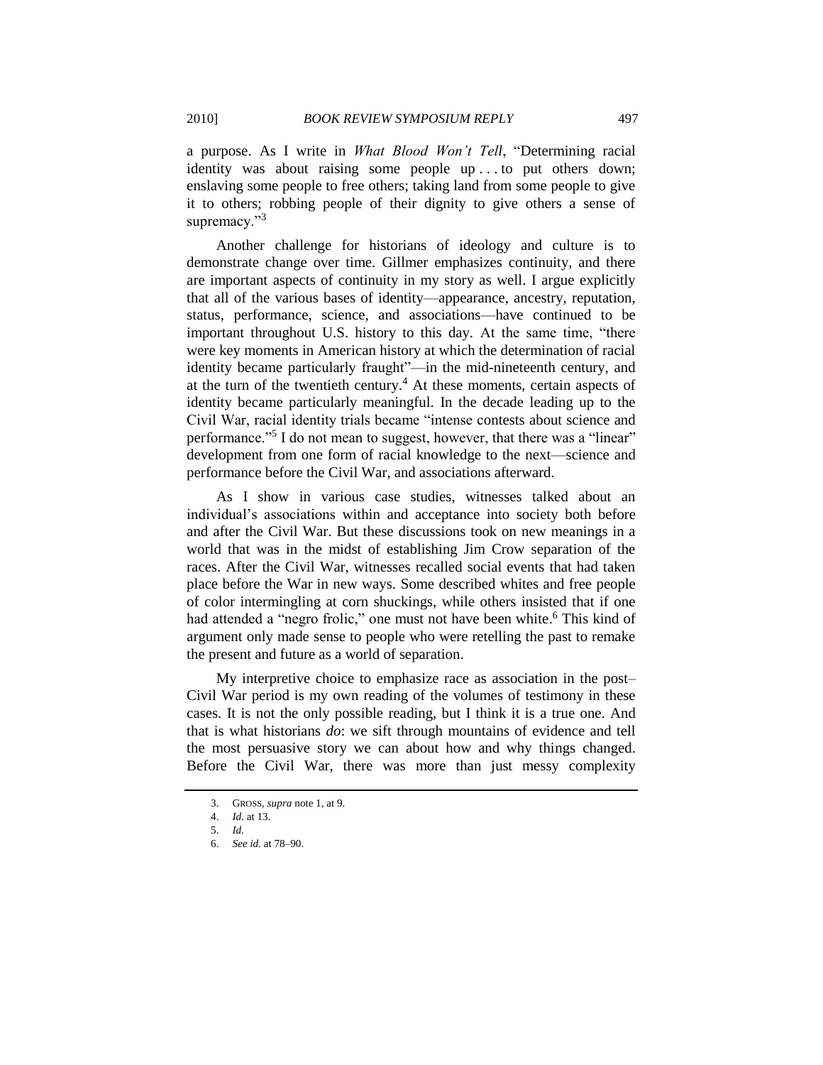a purpose. As I write in *What Blood Won't Tell*, "Determining racial identity was about raising some people up . . . to put others down; enslaving some people to free others; taking land from some people to give it to others; robbing people of their dignity to give others a sense of supremacy."[3]

Another challenge for historians of ideology and culture is to demonstrate change over time. Gillmer emphasizes continuity, and there are important aspects of continuity in my story as well. I argue explicitly that all of the various bases of identity—appearance, ancestry, reputation, status, performance, science, and associations—have continued to be important throughout U.S. history to this day. At the same time, "there were key moments in American history at which the determination of racial identity became particularly fraught"—in the mid-nineteenth century, and at the turn of the twentieth century.[4] At these moments, certain aspects of identity became particularly meaningful. In the decade leading up to the Civil War, racial identity trials became "intense contests about science and performance."[5] I do not mean to suggest, however, that there was a "linear" development from one form of racial knowledge to the next—science and performance before the Civil War, and associations afterward.

As I show in various case studies, witnesses talked about an individual's associations within and acceptance into society both before and after the Civil War. But these discussions took on new meanings in a world that was in the midst of establishing Jim Crow separation of the races. After the Civil War, witnesses recalled social events that had taken place before the War in new ways. Some described whites and free people of color intermingling at corn shuckings, while others insisted that if one had attended a "negro frolic," one must not have been white.[6] This kind of argument only made sense to people who were retelling the past to remake the present and future as a world of separation.

My interpretive choice to emphasize race as association in the post–Civil War period is my own reading of the volumes of testimony in these cases. It is not the only possible reading, but I think it is a true one. And that is what historians *do*: we sift through mountains of evidence and tell the most persuasive story we can about how and why things changed. Before the Civil War, there was more than just messy complexity

---

3. GROSS, *supra* note 1, at 9.
4. *Id.* at 13.
5. *Id.*
6. *See id.* at 78–90.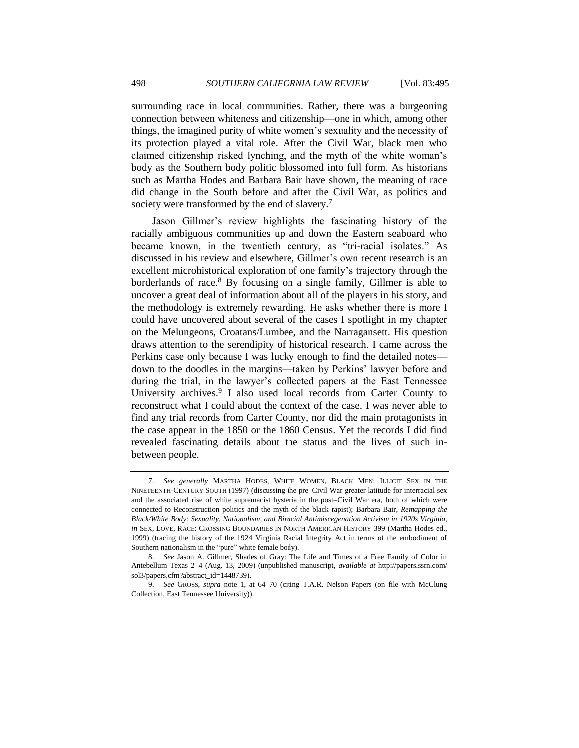surrounding race in local communities. Rather, there was a burgeoning connection between whiteness and citizenship—one in which, among other things, the imagined purity of white women's sexuality and the necessity of its protection played a vital role. After the Civil War, black men who claimed citizenship risked lynching, and the myth of the white woman's body as the Southern body politic blossomed into full form. As historians such as Martha Hodes and Barbara Bair have shown, the meaning of race did change in the South before and after the Civil War, as politics and society were transformed by the end of slavery.[7]

Jason Gillmer's review highlights the fascinating history of the racially ambiguous communities up and down the Eastern seaboard who became known, in the twentieth century, as "tri-racial isolates." As discussed in his review and elsewhere, Gillmer's own recent research is an excellent microhistorical exploration of one family's trajectory through the borderlands of race.[8] By focusing on a single family, Gillmer is able to uncover a great deal of information about all of the players in his story, and the methodology is extremely rewarding. He asks whether there is more I could have uncovered about several of the cases I spotlight in my chapter on the Melungeons, Croatans/Lumbee, and the Narragansett. His question draws attention to the serendipity of historical research. I came across the Perkins case only because I was lucky enough to find the detailed notes—down to the doodles in the margins—taken by Perkins' lawyer before and during the trial, in the lawyer's collected papers at the East Tennessee University archives.[9] I also used local records from Carter County to reconstruct what I could about the context of the case. I was never able to find any trial records from Carter County, nor did the main protagonists in the case appear in the 1850 or the 1860 Census. Yet the records I did find revealed fascinating details about the status and the lives of such in-between people.

---

7. *See generally* MARTHA HODES, WHITE WOMEN, BLACK MEN: ILLICIT SEX IN THE NINETEENTH-CENTURY SOUTH (1997) (discussing the pre–Civil War greater latitude for interracial sex and the associated rise of white supremacist hysteria in the post–Civil War era, both of which were connected to Reconstruction politics and the myth of the black rapist); Barbara Bair, *Remapping the Black/White Body: Sexuality, Nationalism, and Biracial Antimiscegenation Activism in 1920s Virginia*, *in* SEX, LOVE, RACE: CROSSING BOUNDARIES IN NORTH AMERICAN HISTORY 399 (Martha Hodes ed., 1999) (tracing the history of the 1924 Virginia Racial Integrity Act in terms of the embodiment of Southern nationalism in the "pure" white female body).

8. *See* Jason A. Gillmer, Shades of Gray: The Life and Times of a Free Family of Color in Antebellum Texas 2–4 (Aug. 13, 2009) (unpublished manuscript, *available at* http://papers.ssrn.com/sol3/papers.cfm?abstract_id=1448739).

9. *See* GROSS, *supra* note 1, at 64–70 (citing T.A.R. Nelson Papers (on file with McClung Collection, East Tennessee University)).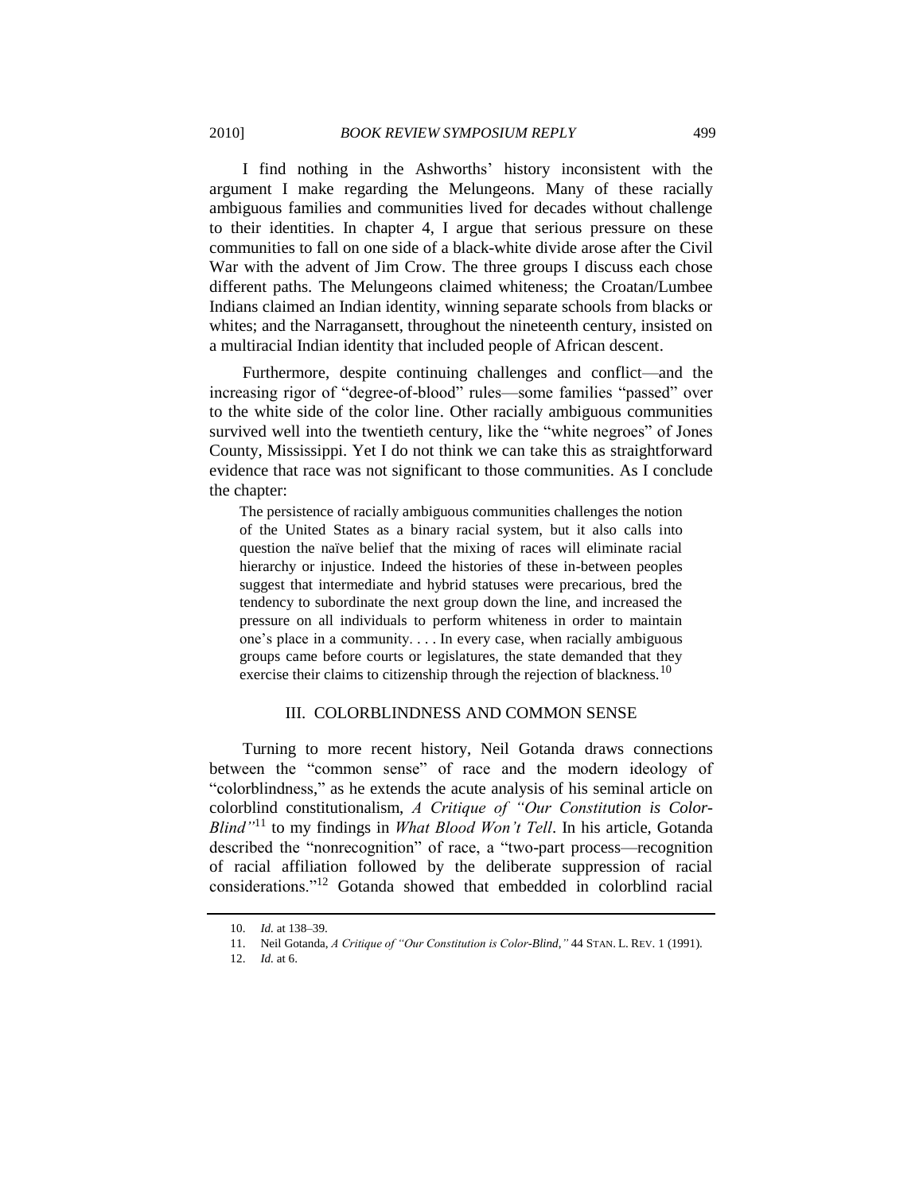I find nothing in the Ashworths' history inconsistent with the argument I make regarding the Melungeons. Many of these racially ambiguous families and communities lived for decades without challenge to their identities. In chapter 4, I argue that serious pressure on these communities to fall on one side of a black-white divide arose after the Civil War with the advent of Jim Crow. The three groups I discuss each chose different paths. The Melungeons claimed whiteness; the Croatan/Lumbee Indians claimed an Indian identity, winning separate schools from blacks or whites; and the Narragansett, throughout the nineteenth century, insisted on a multiracial Indian identity that included people of African descent.

Furthermore, despite continuing challenges and conflict—and the increasing rigor of "degree-of-blood" rules—some families "passed" over to the white side of the color line. Other racially ambiguous communities survived well into the twentieth century, like the "white negroes" of Jones County, Mississippi. Yet I do not think we can take this as straightforward evidence that race was not significant to those communities. As I conclude the chapter:

> The persistence of racially ambiguous communities challenges the notion of the United States as a binary racial system, but it also calls into question the naïve belief that the mixing of races will eliminate racial hierarchy or injustice. Indeed the histories of these in-between peoples suggest that intermediate and hybrid statuses were precarious, bred the tendency to subordinate the next group down the line, and increased the pressure on all individuals to perform whiteness in order to maintain one's place in a community. . . . In every case, when racially ambiguous groups came before courts or legislatures, the state demanded that they exercise their claims to citizenship through the rejection of blackness.[10]

## III. COLORBLINDNESS AND COMMON SENSE

Turning to more recent history, Neil Gotanda draws connections between the "common sense" of race and the modern ideology of "colorblindness," as he extends the acute analysis of his seminal article on colorblind constitutionalism, *A Critique of "Our Constitution is Color-Blind"*[11] to my findings in *What Blood Won't Tell*. In his article, Gotanda described the "nonrecognition" of race, a "two-part process—recognition of racial affiliation followed by the deliberate suppression of racial considerations."[12] Gotanda showed that embedded in colorblind racial

---

10. *Id.* at 138–39.

11. Neil Gotanda, *A Critique of "Our Constitution is Color-Blind,"* 44 STAN. L. REV. 1 (1991).

12. *Id.* at 6.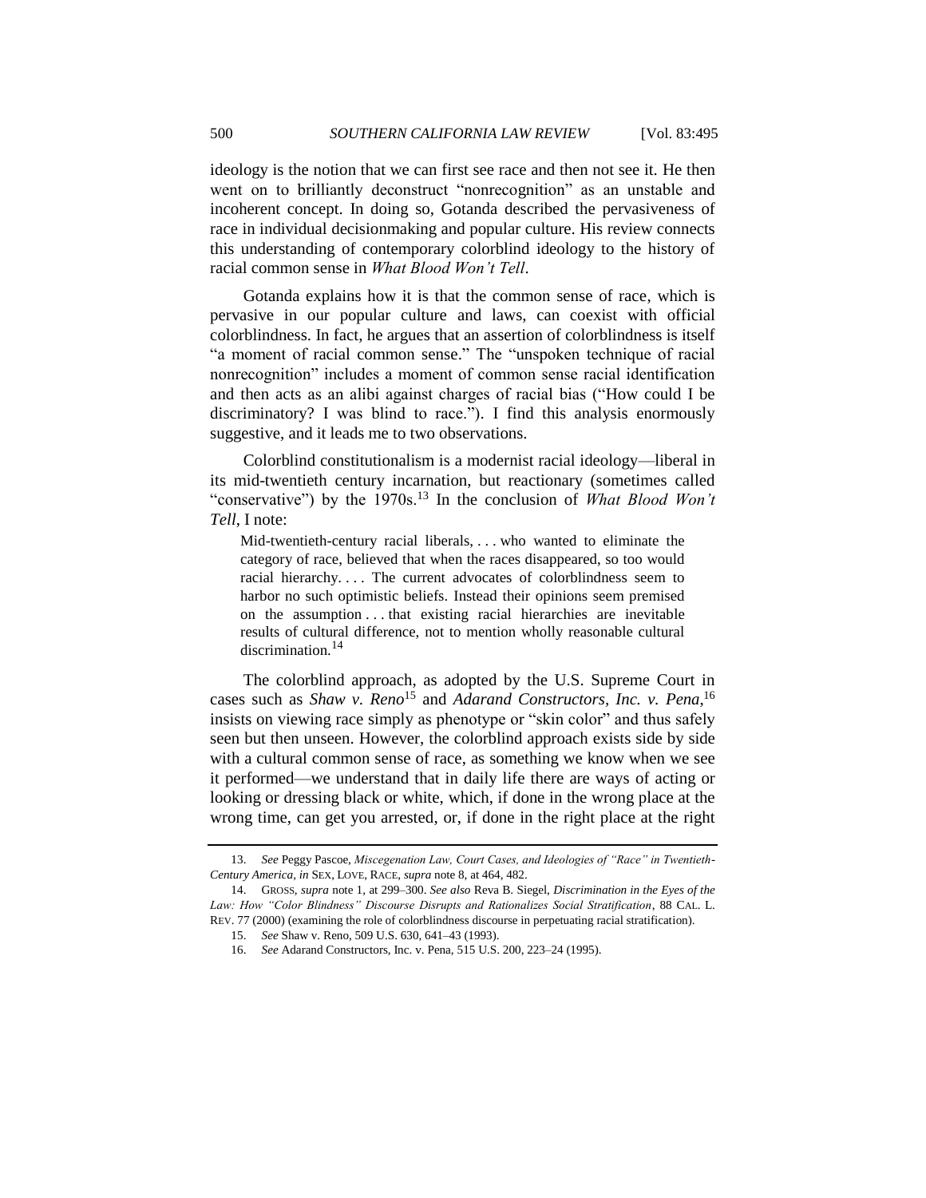ideology is the notion that we can first see race and then not see it. He then went on to brilliantly deconstruct "nonrecognition" as an unstable and incoherent concept. In doing so, Gotanda described the pervasiveness of race in individual decisionmaking and popular culture. His review connects this understanding of contemporary colorblind ideology to the history of racial common sense in *What Blood Won't Tell*.

Gotanda explains how it is that the common sense of race, which is pervasive in our popular culture and laws, can coexist with official colorblindness. In fact, he argues that an assertion of colorblindness is itself "a moment of racial common sense." The "unspoken technique of racial nonrecognition" includes a moment of common sense racial identification and then acts as an alibi against charges of racial bias ("How could I be discriminatory? I was blind to race."). I find this analysis enormously suggestive, and it leads me to two observations.

Colorblind constitutionalism is a modernist racial ideology—liberal in its mid-twentieth century incarnation, but reactionary (sometimes called "conservative") by the 1970s.[13] In the conclusion of *What Blood Won't Tell*, I note:

> Mid-twentieth-century racial liberals, . . . who wanted to eliminate the category of race, believed that when the races disappeared, so too would racial hierarchy. . . . The current advocates of colorblindness seem to harbor no such optimistic beliefs. Instead their opinions seem premised on the assumption . . . that existing racial hierarchies are inevitable results of cultural difference, not to mention wholly reasonable cultural discrimination.[14]

The colorblind approach, as adopted by the U.S. Supreme Court in cases such as *Shaw v. Reno*[15] and *Adarand Constructors, Inc. v. Pena*,[16] insists on viewing race simply as phenotype or "skin color" and thus safely seen but then unseen. However, the colorblind approach exists side by side with a cultural common sense of race, as something we know when we see it performed—we understand that in daily life there are ways of acting or looking or dressing black or white, which, if done in the wrong place at the wrong time, can get you arrested, or, if done in the right place at the right

---

13. *See* Peggy Pascoe, *Miscegenation Law, Court Cases, and Ideologies of "Race" in Twentieth-Century America*, *in* SEX, LOVE, RACE, *supra* note 8, at 464, 482.

14. GROSS, *supra* note 1, at 299–300. *See also* Reva B. Siegel, *Discrimination in the Eyes of the Law: How "Color Blindness" Discourse Disrupts and Rationalizes Social Stratification*, 88 CAL. L. REV. 77 (2000) (examining the role of colorblindness discourse in perpetuating racial stratification).

15. *See* Shaw v. Reno, 509 U.S. 630, 641–43 (1993).

16. *See* Adarand Constructors, Inc. v. Pena, 515 U.S. 200, 223–24 (1995).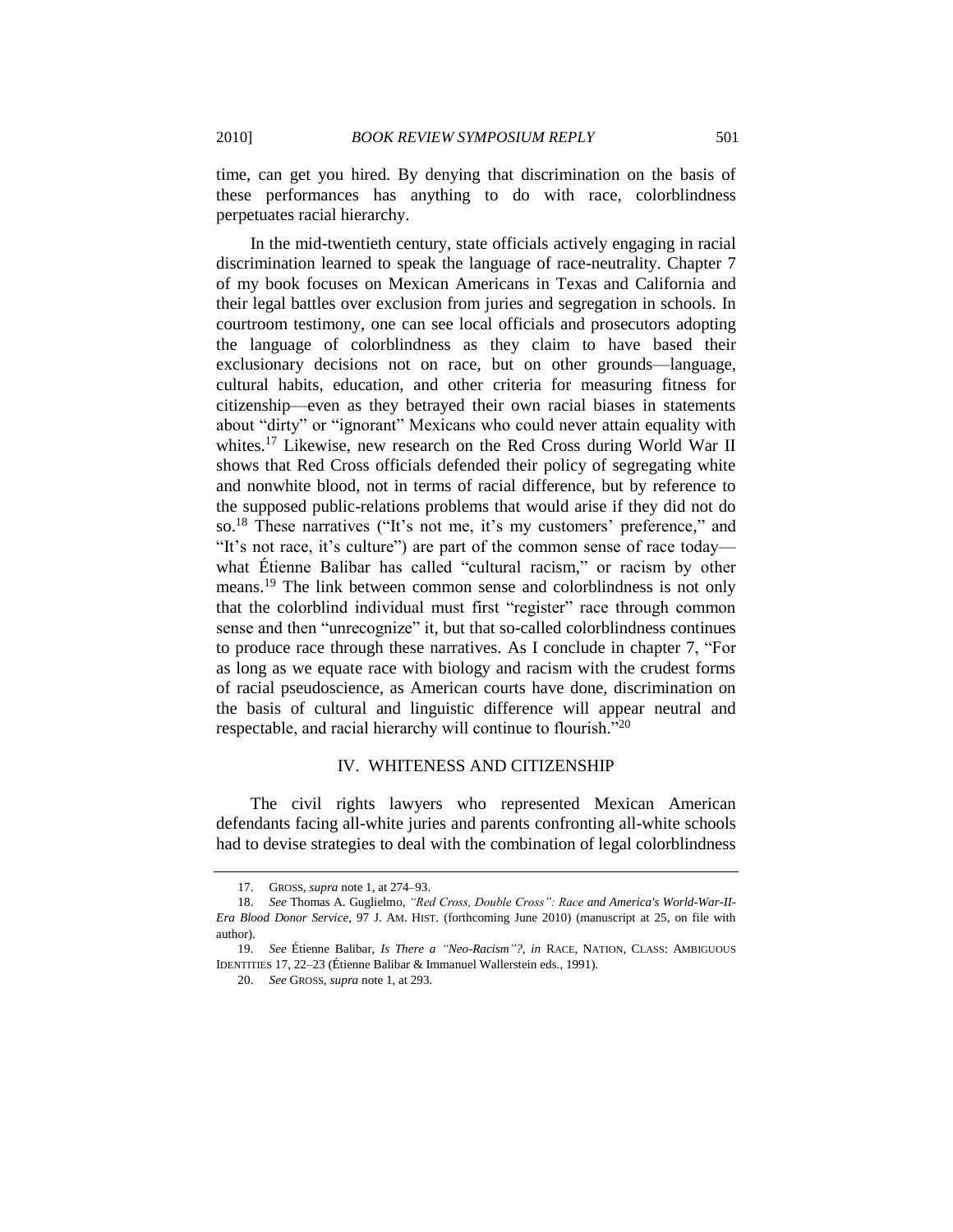time, can get you hired. By denying that discrimination on the basis of these performances has anything to do with race, colorblindness perpetuates racial hierarchy.

In the mid-twentieth century, state officials actively engaging in racial discrimination learned to speak the language of race-neutrality. Chapter 7 of my book focuses on Mexican Americans in Texas and California and their legal battles over exclusion from juries and segregation in schools. In courtroom testimony, one can see local officials and prosecutors adopting the language of colorblindness as they claim to have based their exclusionary decisions not on race, but on other grounds—language, cultural habits, education, and other criteria for measuring fitness for citizenship—even as they betrayed their own racial biases in statements about "dirty" or "ignorant" Mexicans who could never attain equality with whites.[17] Likewise, new research on the Red Cross during World War II shows that Red Cross officials defended their policy of segregating white and nonwhite blood, not in terms of racial difference, but by reference to the supposed public-relations problems that would arise if they did not do so.[18] These narratives ("It's not me, it's my customers' preference," and "It's not race, it's culture") are part of the common sense of race today—what Étienne Balibar has called "cultural racism," or racism by other means.[19] The link between common sense and colorblindness is not only that the colorblind individual must first "register" race through common sense and then "unrecognize" it, but that so-called colorblindness continues to produce race through these narratives. As I conclude in chapter 7, "For as long as we equate race with biology and racism with the crudest forms of racial pseudoscience, as American courts have done, discrimination on the basis of cultural and linguistic difference will appear neutral and respectable, and racial hierarchy will continue to flourish."[20]

## IV. WHITENESS AND CITIZENSHIP

The civil rights lawyers who represented Mexican American defendants facing all-white juries and parents confronting all-white schools had to devise strategies to deal with the combination of legal colorblindness

---

17. GROSS, *supra* note 1, at 274–93.

18. *See* Thomas A. Guglielmo, *"Red Cross, Double Cross": Race and America's World-War-II-Era Blood Donor Service*, 97 J. AM. HIST. (forthcoming June 2010) (manuscript at 25, on file with author).

19. *See* Étienne Balibar, *Is There a "Neo-Racism"?*, *in* RACE, NATION, CLASS: AMBIGUOUS IDENTITIES 17, 22–23 (Étienne Balibar & Immanuel Wallerstein eds., 1991).

20. *See* GROSS, *supra* note 1, at 293.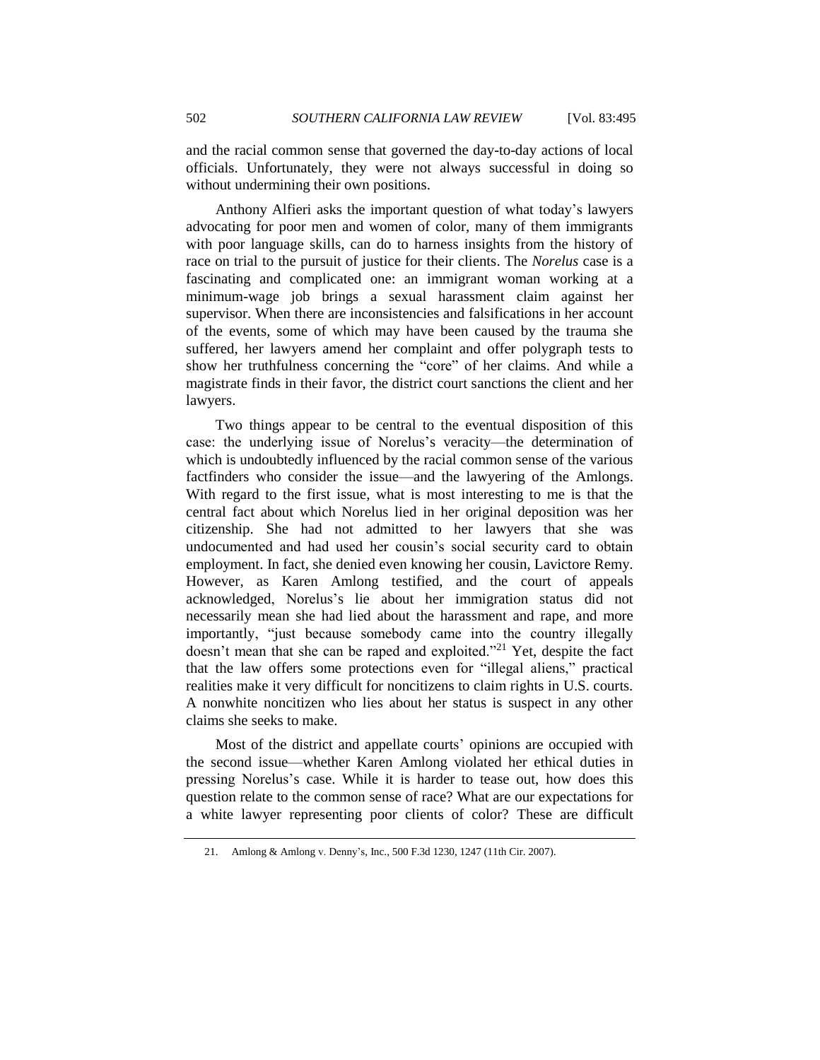and the racial common sense that governed the day-to-day actions of local officials. Unfortunately, they were not always successful in doing so without undermining their own positions.

Anthony Alfieri asks the important question of what today's lawyers advocating for poor men and women of color, many of them immigrants with poor language skills, can do to harness insights from the history of race on trial to the pursuit of justice for their clients. The *Norelus* case is a fascinating and complicated one: an immigrant woman working at a minimum-wage job brings a sexual harassment claim against her supervisor. When there are inconsistencies and falsifications in her account of the events, some of which may have been caused by the trauma she suffered, her lawyers amend her complaint and offer polygraph tests to show her truthfulness concerning the "core" of her claims. And while a magistrate finds in their favor, the district court sanctions the client and her lawyers.

Two things appear to be central to the eventual disposition of this case: the underlying issue of Norelus's veracity—the determination of which is undoubtedly influenced by the racial common sense of the various factfinders who consider the issue—and the lawyering of the Amlongs. With regard to the first issue, what is most interesting to me is that the central fact about which Norelus lied in her original deposition was her citizenship. She had not admitted to her lawyers that she was undocumented and had used her cousin's social security card to obtain employment. In fact, she denied even knowing her cousin, Lavictore Remy. However, as Karen Amlong testified, and the court of appeals acknowledged, Norelus's lie about her immigration status did not necessarily mean she had lied about the harassment and rape, and more importantly, "just because somebody came into the country illegally doesn't mean that she can be raped and exploited."[21] Yet, despite the fact that the law offers some protections even for "illegal aliens," practical realities make it very difficult for noncitizens to claim rights in U.S. courts. A nonwhite noncitizen who lies about her status is suspect in any other claims she seeks to make.

Most of the district and appellate courts' opinions are occupied with the second issue—whether Karen Amlong violated her ethical duties in pressing Norelus's case. While it is harder to tease out, how does this question relate to the common sense of race? What are our expectations for a white lawyer representing poor clients of color? These are difficult

21. Amlong & Amlong v. Denny's, Inc., 500 F.3d 1230, 1247 (11th Cir. 2007).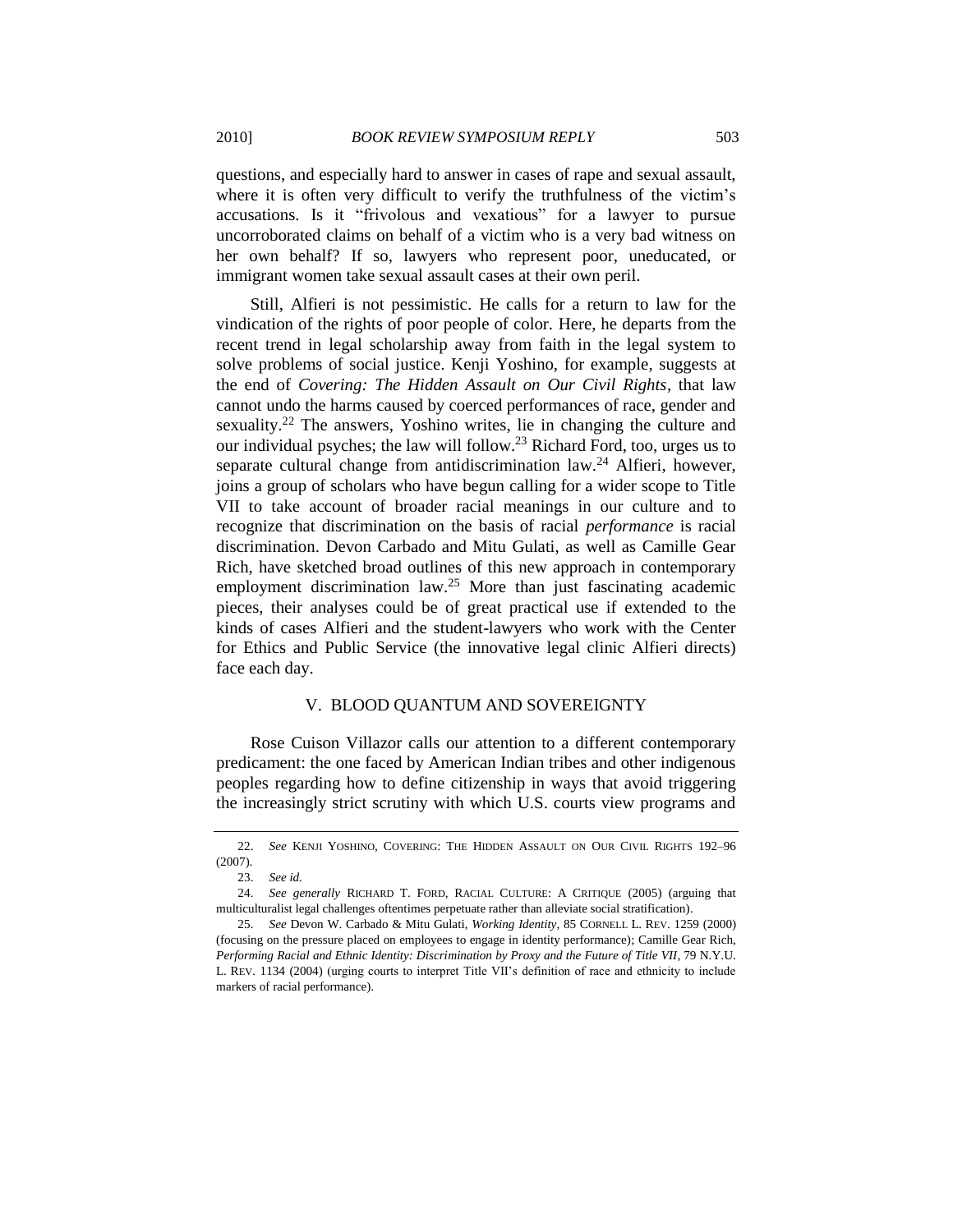questions, and especially hard to answer in cases of rape and sexual assault, where it is often very difficult to verify the truthfulness of the victim's accusations. Is it "frivolous and vexatious" for a lawyer to pursue uncorroborated claims on behalf of a victim who is a very bad witness on her own behalf? If so, lawyers who represent poor, uneducated, or immigrant women take sexual assault cases at their own peril.

Still, Alfieri is not pessimistic. He calls for a return to law for the vindication of the rights of poor people of color. Here, he departs from the recent trend in legal scholarship away from faith in the legal system to solve problems of social justice. Kenji Yoshino, for example, suggests at the end of *Covering: The Hidden Assault on Our Civil Rights*, that law cannot undo the harms caused by coerced performances of race, gender and sexuality.[22] The answers, Yoshino writes, lie in changing the culture and our individual psyches; the law will follow.[23] Richard Ford, too, urges us to separate cultural change from antidiscrimination law.[24] Alfieri, however, joins a group of scholars who have begun calling for a wider scope to Title VII to take account of broader racial meanings in our culture and to recognize that discrimination on the basis of racial *performance* is racial discrimination. Devon Carbado and Mitu Gulati, as well as Camille Gear Rich, have sketched broad outlines of this new approach in contemporary employment discrimination law.[25] More than just fascinating academic pieces, their analyses could be of great practical use if extended to the kinds of cases Alfieri and the student-lawyers who work with the Center for Ethics and Public Service (the innovative legal clinic Alfieri directs) face each day.

## V. BLOOD QUANTUM AND SOVEREIGNTY

Rose Cuison Villazor calls our attention to a different contemporary predicament: the one faced by American Indian tribes and other indigenous peoples regarding how to define citizenship in ways that avoid triggering the increasingly strict scrutiny with which U.S. courts view programs and

---

22. *See* KENJI YOSHINO, COVERING: THE HIDDEN ASSAULT ON OUR CIVIL RIGHTS 192–96 (2007).

23. *See id.*

24. *See generally* RICHARD T. FORD, RACIAL CULTURE: A CRITIQUE (2005) (arguing that multiculturalist legal challenges oftentimes perpetuate rather than alleviate social stratification).

25. *See* Devon W. Carbado & Mitu Gulati, *Working Identity*, 85 CORNELL L. REV. 1259 (2000) (focusing on the pressure placed on employees to engage in identity performance); Camille Gear Rich, *Performing Racial and Ethnic Identity: Discrimination by Proxy and the Future of Title VII*, 79 N.Y.U. L. REV. 1134 (2004) (urging courts to interpret Title VII's definition of race and ethnicity to include markers of racial performance).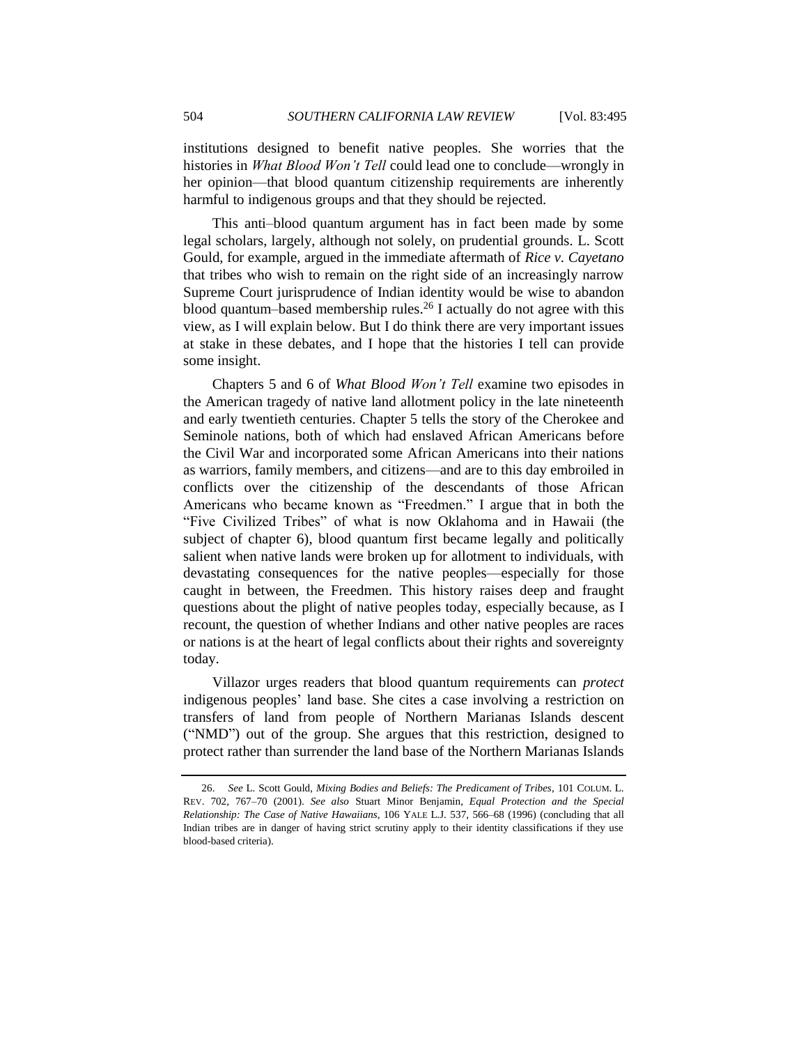institutions designed to benefit native peoples. She worries that the histories in *What Blood Won't Tell* could lead one to conclude—wrongly in her opinion—that blood quantum citizenship requirements are inherently harmful to indigenous groups and that they should be rejected.

This anti–blood quantum argument has in fact been made by some legal scholars, largely, although not solely, on prudential grounds. L. Scott Gould, for example, argued in the immediate aftermath of *Rice v. Cayetano* that tribes who wish to remain on the right side of an increasingly narrow Supreme Court jurisprudence of Indian identity would be wise to abandon blood quantum–based membership rules.[26] I actually do not agree with this view, as I will explain below. But I do think there are very important issues at stake in these debates, and I hope that the histories I tell can provide some insight.

Chapters 5 and 6 of *What Blood Won't Tell* examine two episodes in the American tragedy of native land allotment policy in the late nineteenth and early twentieth centuries. Chapter 5 tells the story of the Cherokee and Seminole nations, both of which had enslaved African Americans before the Civil War and incorporated some African Americans into their nations as warriors, family members, and citizens—and are to this day embroiled in conflicts over the citizenship of the descendants of those African Americans who became known as "Freedmen." I argue that in both the "Five Civilized Tribes" of what is now Oklahoma and in Hawaii (the subject of chapter 6), blood quantum first became legally and politically salient when native lands were broken up for allotment to individuals, with devastating consequences for the native peoples—especially for those caught in between, the Freedmen. This history raises deep and fraught questions about the plight of native peoples today, especially because, as I recount, the question of whether Indians and other native peoples are races or nations is at the heart of legal conflicts about their rights and sovereignty today.

Villazor urges readers that blood quantum requirements can *protect* indigenous peoples' land base. She cites a case involving a restriction on transfers of land from people of Northern Marianas Islands descent ("NMD") out of the group. She argues that this restriction, designed to protect rather than surrender the land base of the Northern Marianas Islands

---

26. *See* L. Scott Gould, *Mixing Bodies and Beliefs: The Predicament of Tribes*, 101 COLUM. L. REV. 702, 767–70 (2001). *See also* Stuart Minor Benjamin, *Equal Protection and the Special Relationship: The Case of Native Hawaiians*, 106 YALE L.J. 537, 566–68 (1996) (concluding that all Indian tribes are in danger of having strict scrutiny apply to their identity classifications if they use blood-based criteria).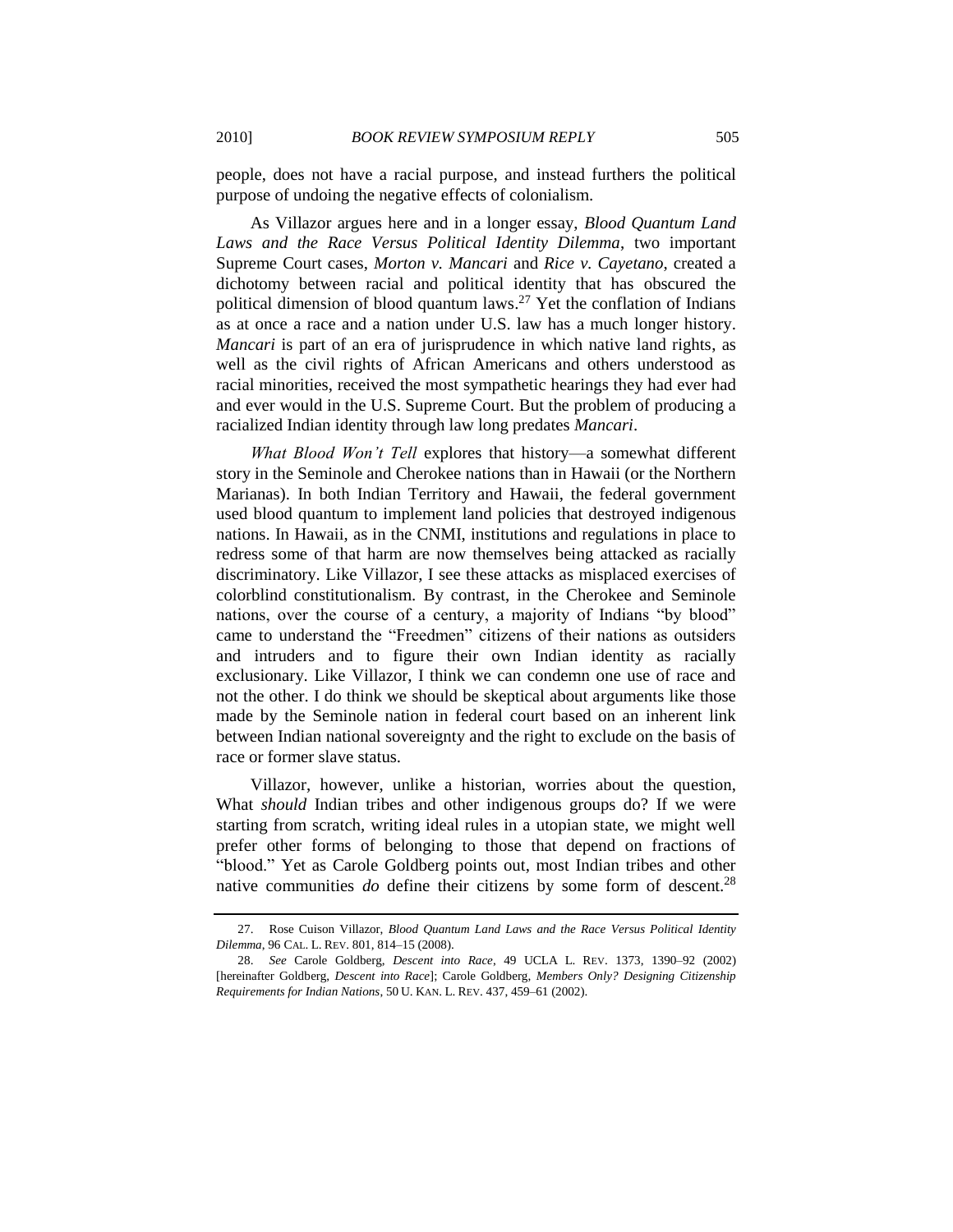people, does not have a racial purpose, and instead furthers the political purpose of undoing the negative effects of colonialism.

As Villazor argues here and in a longer essay, *Blood Quantum Land Laws and the Race Versus Political Identity Dilemma*, two important Supreme Court cases, *Morton v. Mancari* and *Rice v. Cayetano*, created a dichotomy between racial and political identity that has obscured the political dimension of blood quantum laws.[27] Yet the conflation of Indians as at once a race and a nation under U.S. law has a much longer history. *Mancari* is part of an era of jurisprudence in which native land rights, as well as the civil rights of African Americans and others understood as racial minorities, received the most sympathetic hearings they had ever had and ever would in the U.S. Supreme Court. But the problem of producing a racialized Indian identity through law long predates *Mancari*.

*What Blood Won't Tell* explores that history—a somewhat different story in the Seminole and Cherokee nations than in Hawaii (or the Northern Marianas). In both Indian Territory and Hawaii, the federal government used blood quantum to implement land policies that destroyed indigenous nations. In Hawaii, as in the CNMI, institutions and regulations in place to redress some of that harm are now themselves being attacked as racially discriminatory. Like Villazor, I see these attacks as misplaced exercises of colorblind constitutionalism. By contrast, in the Cherokee and Seminole nations, over the course of a century, a majority of Indians "by blood" came to understand the "Freedmen" citizens of their nations as outsiders and intruders and to figure their own Indian identity as racially exclusionary. Like Villazor, I think we can condemn one use of race and not the other. I do think we should be skeptical about arguments like those made by the Seminole nation in federal court based on an inherent link between Indian national sovereignty and the right to exclude on the basis of race or former slave status.

Villazor, however, unlike a historian, worries about the question, What *should* Indian tribes and other indigenous groups do? If we were starting from scratch, writing ideal rules in a utopian state, we might well prefer other forms of belonging to those that depend on fractions of "blood." Yet as Carole Goldberg points out, most Indian tribes and other native communities *do* define their citizens by some form of descent.[28]

---

27. Rose Cuison Villazor, *Blood Quantum Land Laws and the Race Versus Political Identity Dilemma*, 96 CAL. L. REV. 801, 814–15 (2008).

28. *See* Carole Goldberg, *Descent into Race*, 49 UCLA L. REV. 1373, 1390–92 (2002) [hereinafter Goldberg, *Descent into Race*]; Carole Goldberg, *Members Only? Designing Citizenship Requirements for Indian Nations*, 50 U. KAN. L. REV. 437, 459–61 (2002).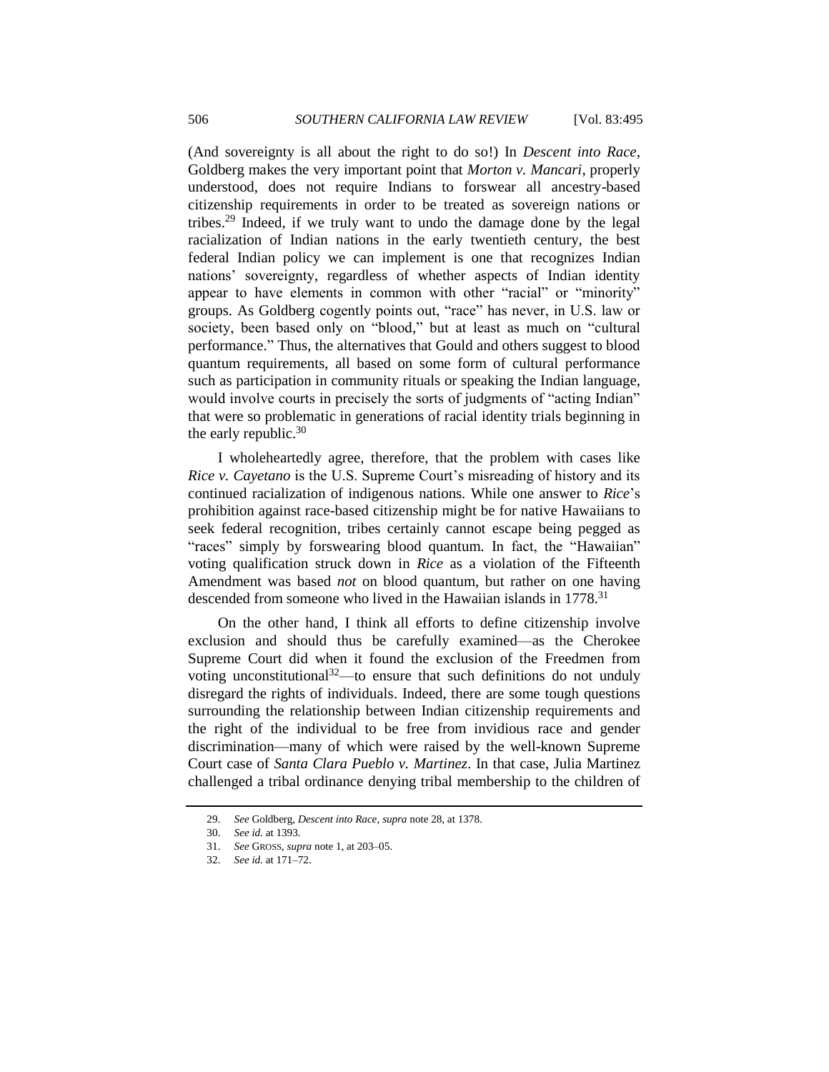(And sovereignty is all about the right to do so!) In *Descent into Race*, Goldberg makes the very important point that *Morton v. Mancari*, properly understood, does not require Indians to forswear all ancestry-based citizenship requirements in order to be treated as sovereign nations or tribes.[29] Indeed, if we truly want to undo the damage done by the legal racialization of Indian nations in the early twentieth century, the best federal Indian policy we can implement is one that recognizes Indian nations' sovereignty, regardless of whether aspects of Indian identity appear to have elements in common with other "racial" or "minority" groups. As Goldberg cogently points out, "race" has never, in U.S. law or society, been based only on "blood," but at least as much on "cultural performance." Thus, the alternatives that Gould and others suggest to blood quantum requirements, all based on some form of cultural performance such as participation in community rituals or speaking the Indian language, would involve courts in precisely the sorts of judgments of "acting Indian" that were so problematic in generations of racial identity trials beginning in the early republic.[30]

I wholeheartedly agree, therefore, that the problem with cases like *Rice v. Cayetano* is the U.S. Supreme Court's misreading of history and its continued racialization of indigenous nations. While one answer to *Rice*'s prohibition against race-based citizenship might be for native Hawaiians to seek federal recognition, tribes certainly cannot escape being pegged as "races" simply by forswearing blood quantum. In fact, the "Hawaiian" voting qualification struck down in *Rice* as a violation of the Fifteenth Amendment was based *not* on blood quantum, but rather on one having descended from someone who lived in the Hawaiian islands in 1778.[31]

On the other hand, I think all efforts to define citizenship involve exclusion and should thus be carefully examined—as the Cherokee Supreme Court did when it found the exclusion of the Freedmen from voting unconstitutional[32]—to ensure that such definitions do not unduly disregard the rights of individuals. Indeed, there are some tough questions surrounding the relationship between Indian citizenship requirements and the right of the individual to be free from invidious race and gender discrimination—many of which were raised by the well-known Supreme Court case of *Santa Clara Pueblo v. Martinez*. In that case, Julia Martinez challenged a tribal ordinance denying tribal membership to the children of

---

29. *See* Goldberg, *Descent into Race*, *supra* note 28, at 1378.

30. *See id.* at 1393.

31. *See* GROSS, *supra* note 1, at 203–05.

32. *See id.* at 171–72.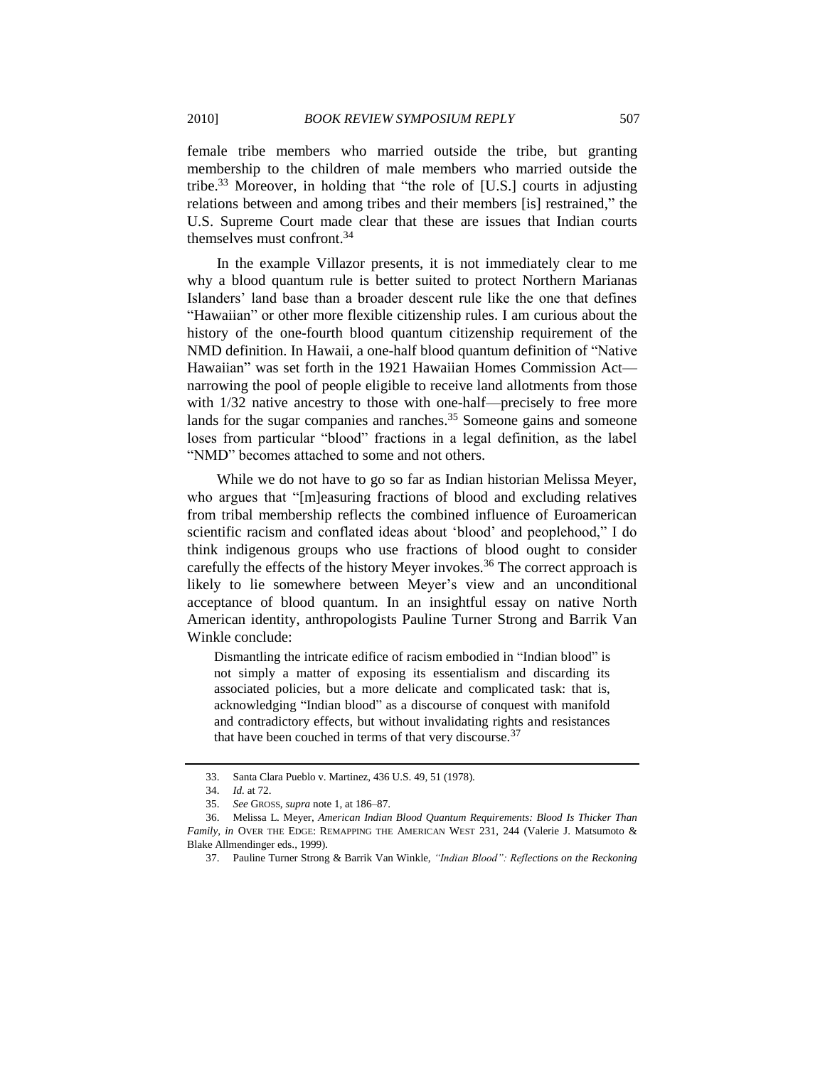female tribe members who married outside the tribe, but granting membership to the children of male members who married outside the tribe.[33] Moreover, in holding that "the role of [U.S.] courts in adjusting relations between and among tribes and their members [is] restrained," the U.S. Supreme Court made clear that these are issues that Indian courts themselves must confront.[34]

In the example Villazor presents, it is not immediately clear to me why a blood quantum rule is better suited to protect Northern Marianas Islanders' land base than a broader descent rule like the one that defines "Hawaiian" or other more flexible citizenship rules. I am curious about the history of the one-fourth blood quantum citizenship requirement of the NMD definition. In Hawaii, a one-half blood quantum definition of "Native Hawaiian" was set forth in the 1921 Hawaiian Homes Commission Act—narrowing the pool of people eligible to receive land allotments from those with 1/32 native ancestry to those with one-half—precisely to free more lands for the sugar companies and ranches.[35] Someone gains and someone loses from particular "blood" fractions in a legal definition, as the label "NMD" becomes attached to some and not others.

While we do not have to go so far as Indian historian Melissa Meyer, who argues that "[m]easuring fractions of blood and excluding relatives from tribal membership reflects the combined influence of Euroamerican scientific racism and conflated ideas about 'blood' and peoplehood," I do think indigenous groups who use fractions of blood ought to consider carefully the effects of the history Meyer invokes.[36] The correct approach is likely to lie somewhere between Meyer's view and an unconditional acceptance of blood quantum. In an insightful essay on native North American identity, anthropologists Pauline Turner Strong and Barrik Van Winkle conclude:

> Dismantling the intricate edifice of racism embodied in "Indian blood" is not simply a matter of exposing its essentialism and discarding its associated policies, but a more delicate and complicated task: that is, acknowledging "Indian blood" as a discourse of conquest with manifold and contradictory effects, but without invalidating rights and resistances that have been couched in terms of that very discourse.[37]

---

33. Santa Clara Pueblo v. Martinez, 436 U.S. 49, 51 (1978).

34. *Id.* at 72.

35. *See* GROSS, *supra* note 1, at 186–87.

36. Melissa L. Meyer, *American Indian Blood Quantum Requirements: Blood Is Thicker Than Family*, *in* OVER THE EDGE: REMAPPING THE AMERICAN WEST 231, 244 (Valerie J. Matsumoto & Blake Allmendinger eds., 1999).

37. Pauline Turner Strong & Barrik Van Winkle, *"Indian Blood": Reflections on the Reckoning*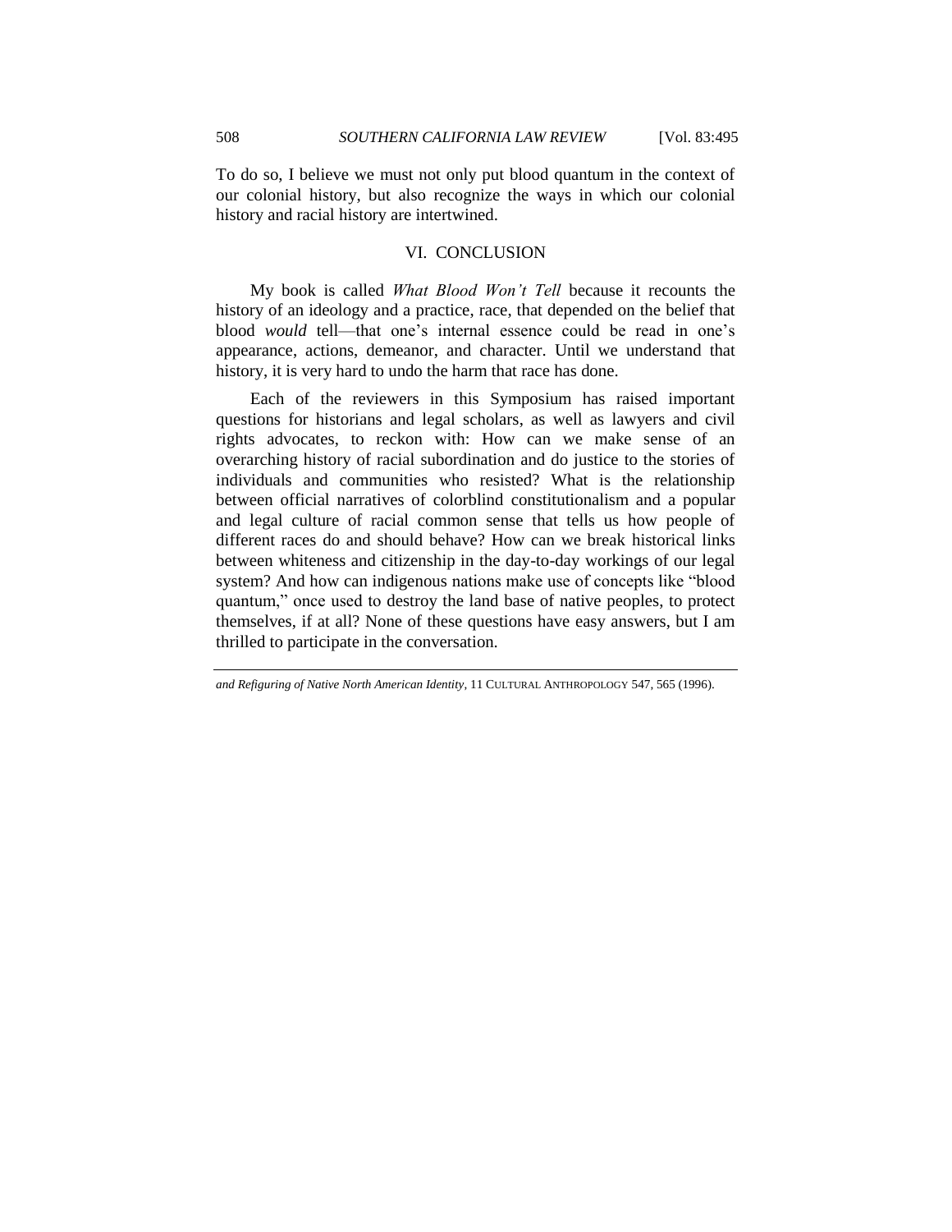To do so, I believe we must not only put blood quantum in the context of our colonial history, but also recognize the ways in which our colonial history and racial history are intertwined.

## VI. CONCLUSION

My book is called *What Blood Won't Tell* because it recounts the history of an ideology and a practice, race, that depended on the belief that blood *would* tell—that one's internal essence could be read in one's appearance, actions, demeanor, and character. Until we understand that history, it is very hard to undo the harm that race has done.

Each of the reviewers in this Symposium has raised important questions for historians and legal scholars, as well as lawyers and civil rights advocates, to reckon with: How can we make sense of an overarching history of racial subordination and do justice to the stories of individuals and communities who resisted? What is the relationship between official narratives of colorblind constitutionalism and a popular and legal culture of racial common sense that tells us how people of different races do and should behave? How can we break historical links between whiteness and citizenship in the day-to-day workings of our legal system? And how can indigenous nations make use of concepts like "blood quantum," once used to destroy the land base of native peoples, to protect themselves, if at all? None of these questions have easy answers, but I am thrilled to participate in the conversation.

---

*and Refiguring of Native North American Identity*, 11 CULTURAL ANTHROPOLOGY 547, 565 (1996).